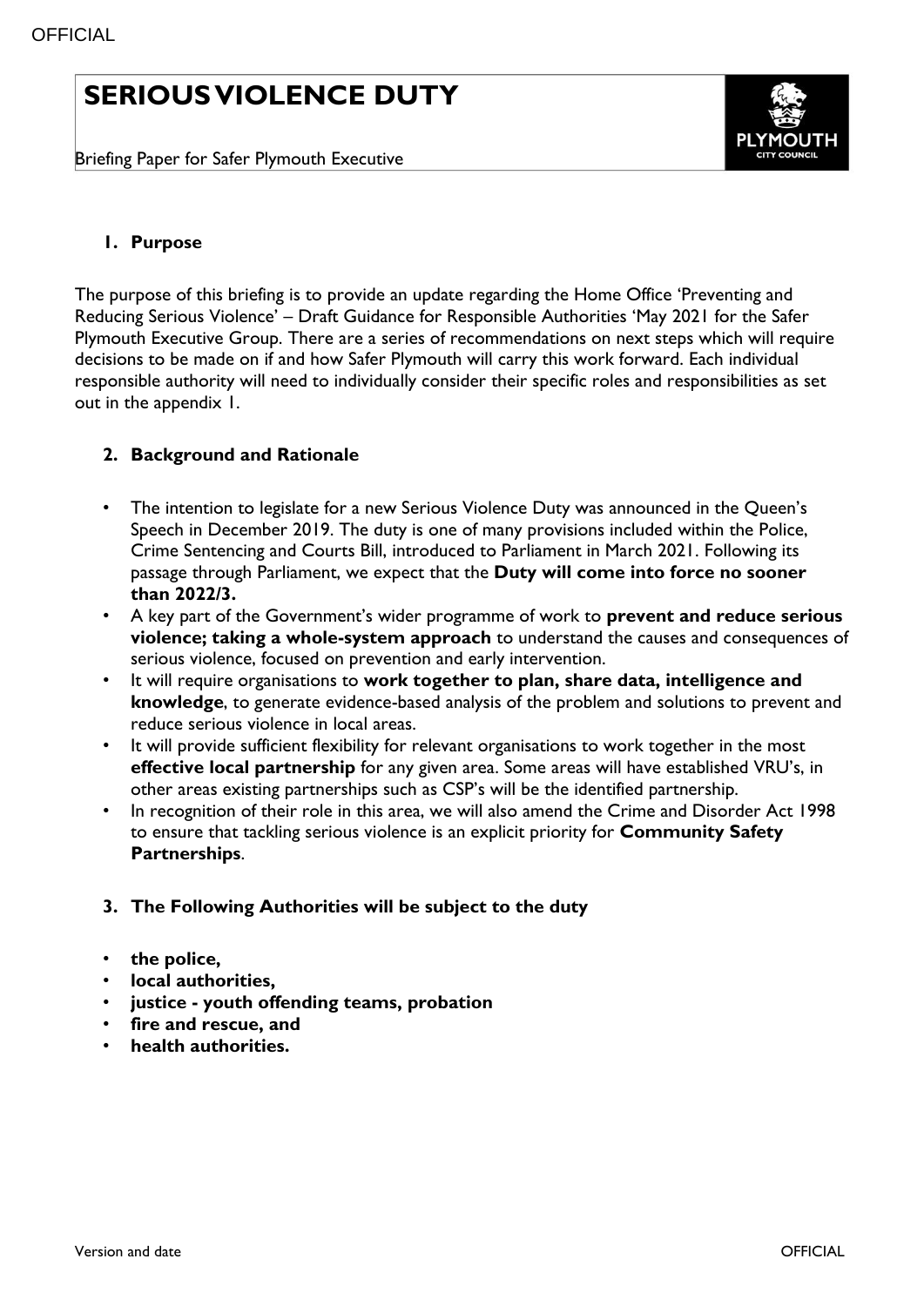# SERIOUS VIOLENCE DUTY

Briefing Paper for Safer Plymouth Executive

## 1. Purpose

The purpose of this briefing is to provide an update regarding the Home Office 'Preventing and Reducing Serious Violence' – Draft Guidance for Responsible Authorities 'May 2021 for the Safer Plymouth Executive Group. There are a series of recommendations on next steps which will require decisions to be made on if and how Safer Plymouth will carry this work forward. Each individual responsible authority will need to individually consider their specific roles and responsibilities as set out in the appendix 1.

## 2. Background and Rationale

- The intention to legislate for a new Serious Violence Duty was announced in the Queen's Speech in December 2019. The duty is one of many provisions included within the Police, Crime Sentencing and Courts Bill, introduced to Parliament in March 2021. Following its passage through Parliament, we expect that the **Duty will come into force no sooner than 2022/3.**
- A key part of the Government's wider programme of work to **prevent and reduce serious violence; taking a whole-system approach** to understand the causes and consequences of serious violence, focused on prevention and early intervention.
- It will require organisations to **work together to plan, share data, intelligence and knowledge**, to generate evidence-based analysis of the problem and solutions to prevent and reduce serious violence in local areas.
- It will provide sufficient flexibility for relevant organisations to work together in the most **effective local partnership** for any given area. Some areas will have established VRU's, in other areas existing partnerships such as CSP's will be the identified partnership.
- In recognition of their role in this area, we will also amend the Crime and Disorder Act 1998 to ensure that tackling serious violence is an explicit priority for **Community Safety Partnerships**.

## 3. The Following Authorities will be subject to the duty

- **the police,**
- **local authorities,**
- **justice - youth offending teams, probation**
- **fire and rescue, and**
- **health authorities.**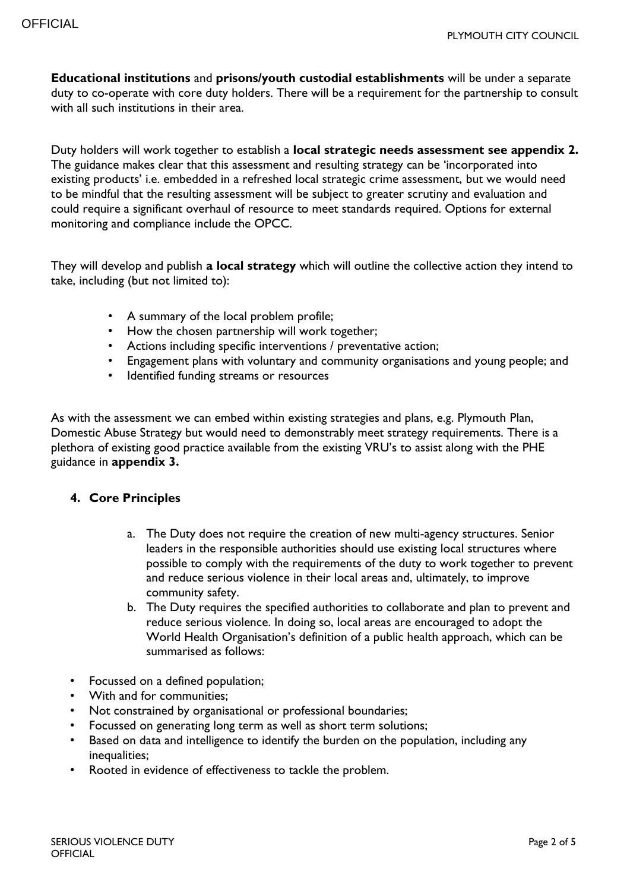**Educational institutions** and **prisons/youth custodial establishments** will be under a separate duty to co-operate with core duty holders. There will be a requirement for the partnership to consult with all such institutions in their area.

Duty holders will work together to establish a **local strategic needs assessment see appendix 2.** The guidance makes clear that this assessment and resulting strategy can be 'incorporated into existing products' i.e. embedded in a refreshed local strategic crime assessment, but we would need to be mindful that the resulting assessment will be subject to greater scrutiny and evaluation and could require a significant overhaul of resource to meet standards required. Options for external monitoring and compliance include the OPCC.

They will develop and publish **a local strategy** which will outline the collective action they intend to take, including (but not limited to):

- A summary of the local problem profile;
- How the chosen partnership will work together;
- Actions including specific interventions / preventative action;
- Engagement plans with voluntary and community organisations and young people; and
- Identified funding streams or resources

As with the assessment we can embed within existing strategies and plans, e.g. Plymouth Plan, Domestic Abuse Strategy but would need to demonstrably meet strategy requirements. There is a plethora of existing good practice available from the existing VRU's to assist along with the PHE guidance in **appendix 3.**

## 4. Core Principles

a. The Duty does not require the creation of new multi-agency structures. Senior leaders in the responsible authorities should use existing local structures where possible to comply with the requirements of the duty to work together to prevent and reduce serious violence in their local areas and, ultimately, to improve community safety.

b. The Duty requires the specified authorities to collaborate and plan to prevent and reduce serious violence. In doing so, local areas are encouraged to adopt the World Health Organisation's definition of a public health approach, which can be summarised as follows:

- Focussed on a defined population;
- With and for communities;
- Not constrained by organisational or professional boundaries;
- Focussed on generating long term as well as short term solutions;
- Based on data and intelligence to identify the burden on the population, including any inequalities;
- Rooted in evidence of effectiveness to tackle the problem.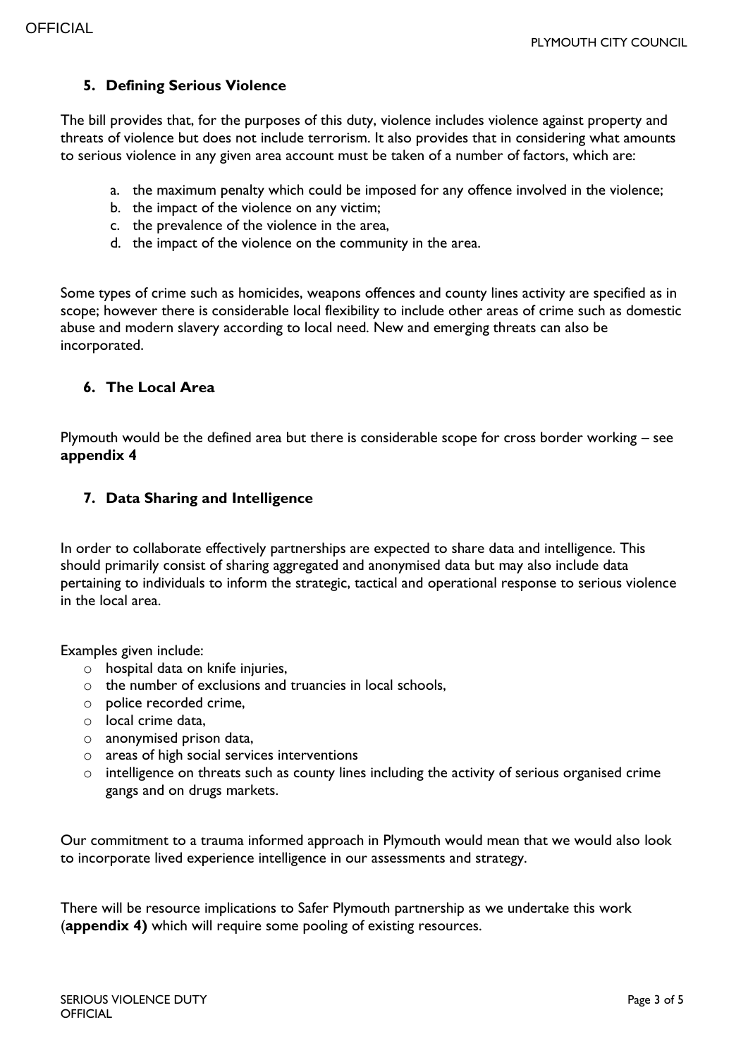## 5. Defining Serious Violence

The bill provides that, for the purposes of this duty, violence includes violence against property and threats of violence but does not include terrorism. It also provides that in considering what amounts to serious violence in any given area account must be taken of a number of factors, which are:

a. the maximum penalty which could be imposed for any offence involved in the violence;
b. the impact of the violence on any victim;
c. the prevalence of the violence in the area,
d. the impact of the violence on the community in the area.

Some types of crime such as homicides, weapons offences and county lines activity are specified as in scope; however there is considerable local flexibility to include other areas of crime such as domestic abuse and modern slavery according to local need. New and emerging threats can also be incorporated.

## 6. The Local Area

Plymouth would be the defined area but there is considerable scope for cross border working – see **appendix 4**

## 7. Data Sharing and Intelligence

In order to collaborate effectively partnerships are expected to share data and intelligence. This should primarily consist of sharing aggregated and anonymised data but may also include data pertaining to individuals to inform the strategic, tactical and operational response to serious violence in the local area.

Examples given include:

- hospital data on knife injuries,
- the number of exclusions and truancies in local schools,
- police recorded crime,
- local crime data,
- anonymised prison data,
- areas of high social services interventions
- intelligence on threats such as county lines including the activity of serious organised crime gangs and on drugs markets.

Our commitment to a trauma informed approach in Plymouth would mean that we would also look to incorporate lived experience intelligence in our assessments and strategy.

There will be resource implications to Safer Plymouth partnership as we undertake this work (**appendix 4)** which will require some pooling of existing resources.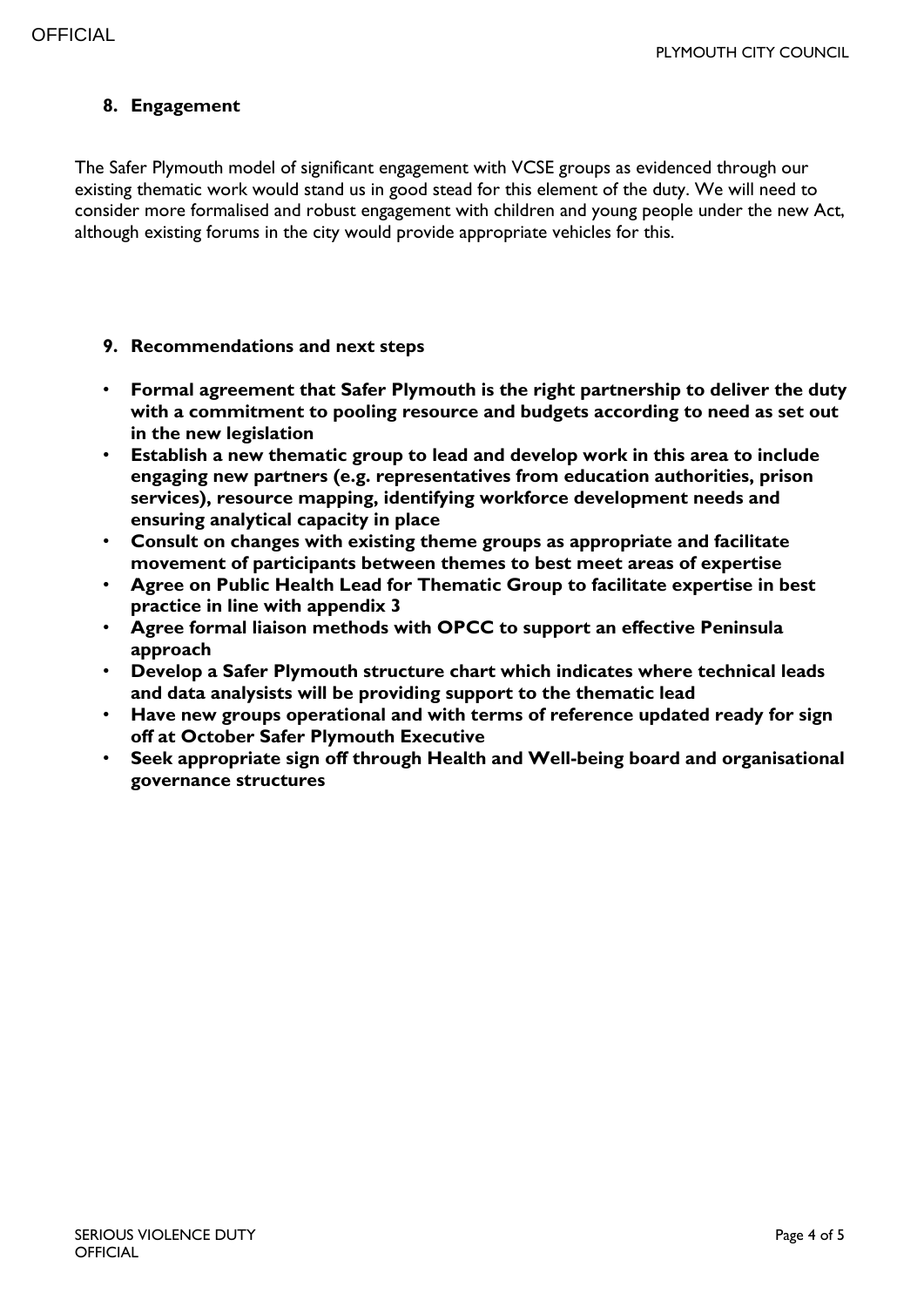## 8. Engagement

The Safer Plymouth model of significant engagement with VCSE groups as evidenced through our existing thematic work would stand us in good stead for this element of the duty. We will need to consider more formalised and robust engagement with children and young people under the new Act, although existing forums in the city would provide appropriate vehicles for this.

## 9. Recommendations and next steps

- **Formal agreement that Safer Plymouth is the right partnership to deliver the duty with a commitment to pooling resource and budgets according to need as set out in the new legislation**
- **Establish a new thematic group to lead and develop work in this area to include engaging new partners (e.g. representatives from education authorities, prison services), resource mapping, identifying workforce development needs and ensuring analytical capacity in place**
- **Consult on changes with existing theme groups as appropriate and facilitate movement of participants between themes to best meet areas of expertise**
- **Agree on Public Health Lead for Thematic Group to facilitate expertise in best practice in line with appendix 3**
- **Agree formal liaison methods with OPCC to support an effective Peninsula approach**
- **Develop a Safer Plymouth structure chart which indicates where technical leads and data analysists will be providing support to the thematic lead**
- **Have new groups operational and with terms of reference updated ready for sign off at October Safer Plymouth Executive**
- **Seek appropriate sign off through Health and Well-being board and organisational governance structures**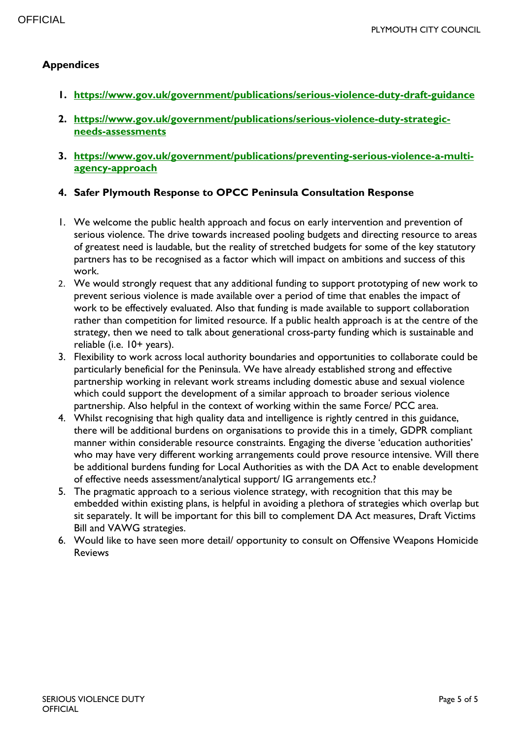**Appendices**

1. **https://www.gov.uk/government/publications/serious-violence-duty-draft-guidance**
2. **https://www.gov.uk/government/publications/serious-violence-duty-strategic-needs-assessments**
3. **https://www.gov.uk/government/publications/preventing-serious-violence-a-multi-agency-approach**
4. **Safer Plymouth Response to OPCC Peninsula Consultation Response**

1. We welcome the public health approach and focus on early intervention and prevention of serious violence. The drive towards increased pooling budgets and directing resource to areas of greatest need is laudable, but the reality of stretched budgets for some of the key statutory partners has to be recognised as a factor which will impact on ambitions and success of this work.
2. We would strongly request that any additional funding to support prototyping of new work to prevent serious violence is made available over a period of time that enables the impact of work to be effectively evaluated. Also that funding is made available to support collaboration rather than competition for limited resource. If a public health approach is at the centre of the strategy, then we need to talk about generational cross-party funding which is sustainable and reliable (i.e. 10+ years).
3. Flexibility to work across local authority boundaries and opportunities to collaborate could be particularly beneficial for the Peninsula. We have already established strong and effective partnership working in relevant work streams including domestic abuse and sexual violence which could support the development of a similar approach to broader serious violence partnership. Also helpful in the context of working within the same Force/ PCC area.
4. Whilst recognising that high quality data and intelligence is rightly centred in this guidance, there will be additional burdens on organisations to provide this in a timely, GDPR compliant manner within considerable resource constraints. Engaging the diverse 'education authorities' who may have very different working arrangements could prove resource intensive. Will there be additional burdens funding for Local Authorities as with the DA Act to enable development of effective needs assessment/analytical support/ IG arrangements etc.?
5. The pragmatic approach to a serious violence strategy, with recognition that this may be embedded within existing plans, is helpful in avoiding a plethora of strategies which overlap but sit separately. It will be important for this bill to complement DA Act measures, Draft Victims Bill and VAWG strategies.
6. Would like to have seen more detail/ opportunity to consult on Offensive Weapons Homicide Reviews